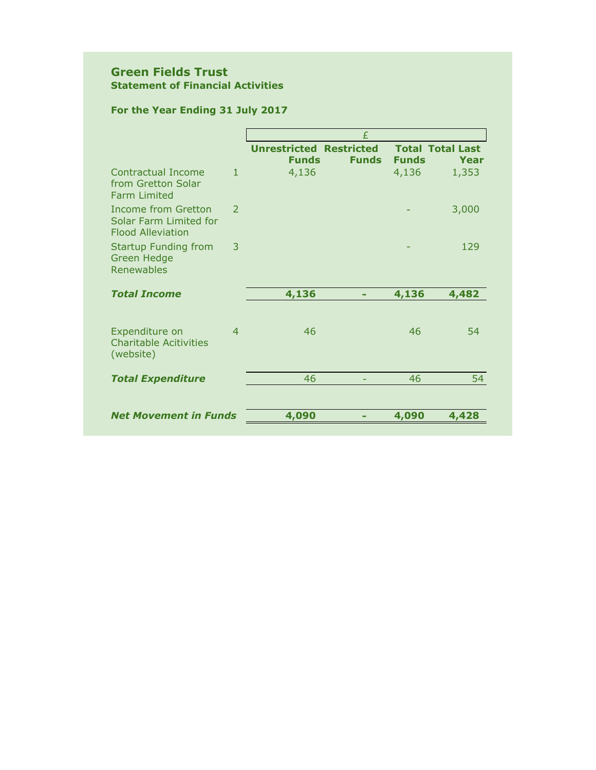## Green Fields Trust

### Statement of Financial Activities

**For the Year Ending 31 July 2017**

| | | £ | | | |
|---|---|---|---|---|---|
| | | **Unrestricted Funds** | **Restricted Funds** | **Total Funds** | **Total Last Year** |
| Contractual Income from Gretton Solar Farm Limited | 1 | 4,136 | | 4,136 | 1,353 |
| Income from Gretton Solar Farm Limited for Flood Alleviation | 2 | | | - | 3,000 |
| Startup Funding from Green Hedge Renewables | 3 | | | - | 129 |
| ***Total Income*** | | **4,136** | **-** | **4,136** | **4,482** |
| Expenditure on Charitable Acitivities (website) | 4 | 46 | | 46 | 54 |
| ***Total Expenditure*** | | 46 | - | 46 | 54 |
| ***Net Movement in Funds*** | | **4,090** | **-** | **4,090** | **4,428** |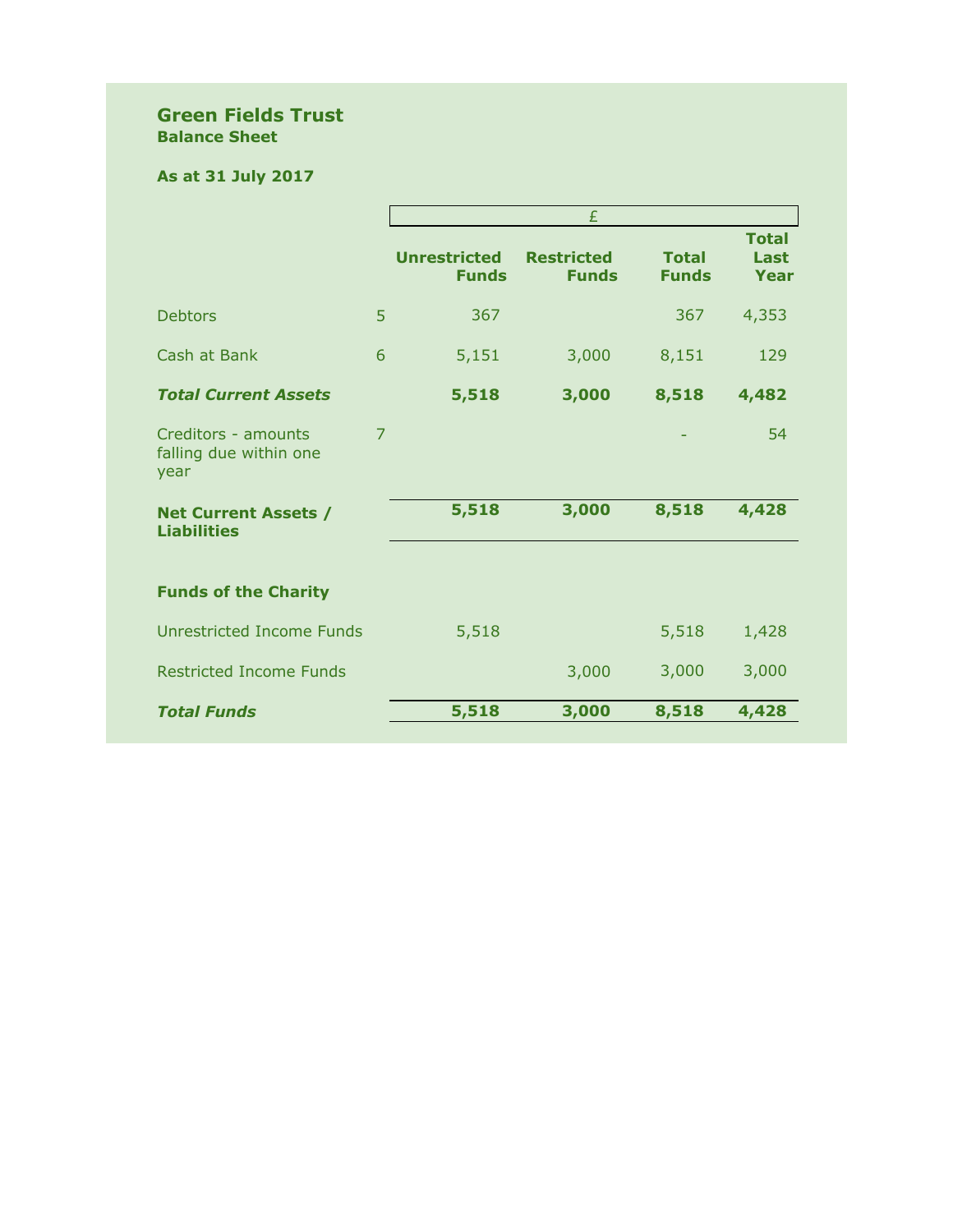# Green Fields Trust

## Balance Sheet

**As at 31 July 2017**

| | | £ | | | |
|---|---|---|---|---|---|
| | | **Unrestricted Funds** | **Restricted Funds** | **Total Funds** | **Total Last Year** |
| Debtors | 5 | 367 | | 367 | 4,353 |
| Cash at Bank | 6 | 5,151 | 3,000 | 8,151 | 129 |
| ***Total Current Assets*** | | **5,518** | **3,000** | **8,518** | **4,482** |
| Creditors - amounts falling due within one year | 7 | | | - | 54 |
| **Net Current Assets / Liabilities** | | **5,518** | **3,000** | **8,518** | **4,428** |
| **Funds of the Charity** | | | | | |
| Unrestricted Income Funds | | 5,518 | | 5,518 | 1,428 |
| Restricted Income Funds | | | 3,000 | 3,000 | 3,000 |
| ***Total Funds*** | | **5,518** | **3,000** | **8,518** | **4,428** |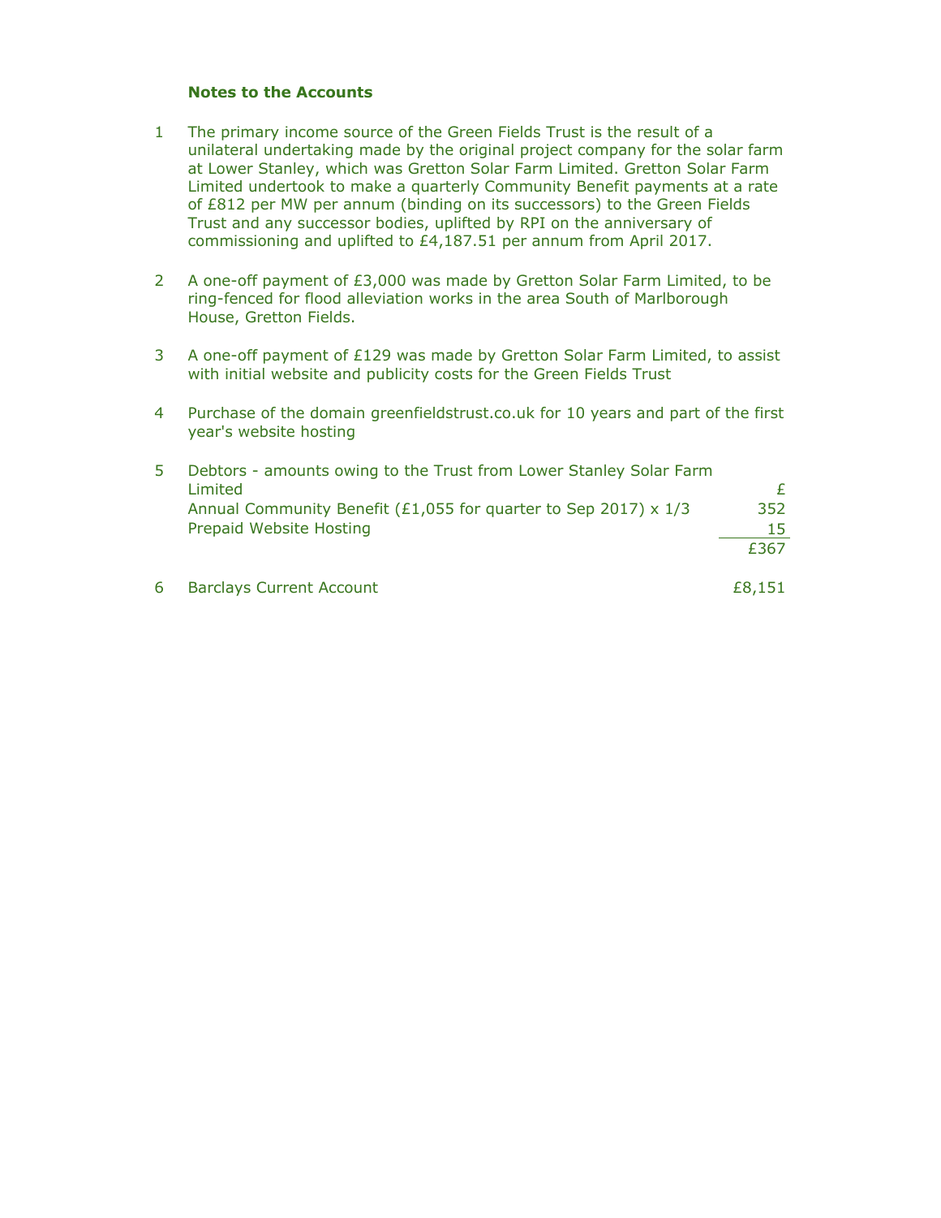### Notes to the Accounts

1. The primary income source of the Green Fields Trust is the result of a unilateral undertaking made by the original project company for the solar farm at Lower Stanley, which was Gretton Solar Farm Limited. Gretton Solar Farm Limited undertook to make a quarterly Community Benefit payments at a rate of £812 per MW per annum (binding on its successors) to the Green Fields Trust and any successor bodies, uplifted by RPI on the anniversary of commissioning and uplifted to £4,187.51 per annum from April 2017.

2. A one-off payment of £3,000 was made by Gretton Solar Farm Limited, to be ring-fenced for flood alleviation works in the area South of Marlborough House, Gretton Fields.

3. A one-off payment of £129 was made by Gretton Solar Farm Limited, to assist with initial website and publicity costs for the Green Fields Trust

4. Purchase of the domain greenfieldstrust.co.uk for 10 years and part of the first year's website hosting

5. Debtors - amounts owing to the Trust from Lower Stanley Solar Farm Limited

| | £ |
|---|---|
| Annual Community Benefit (£1,055 for quarter to Sep 2017) x 1/3 | 352 |
| Prepaid Website Hosting | 15 |
| | £367 |

6. Barclays Current Account — £8,151